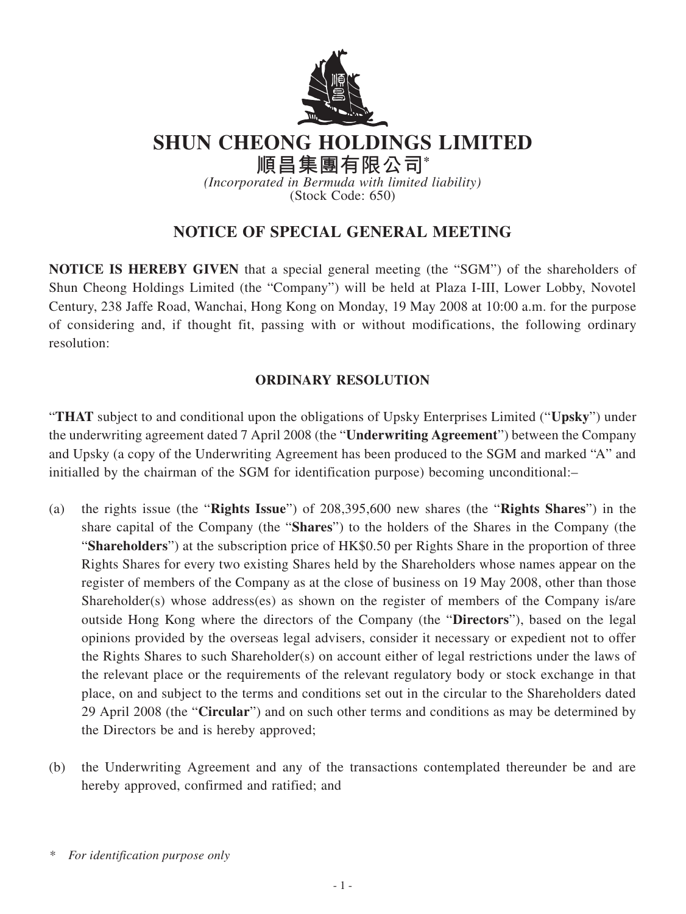# SHUN CHEONG HOLDINGS LIMITED

## 順昌集團有限公司*

*(Incorporated in Bermuda with limited liability)*
(Stock Code: 650)

## NOTICE OF SPECIAL GENERAL MEETING

**NOTICE IS HEREBY GIVEN** that a special general meeting (the "SGM") of the shareholders of Shun Cheong Holdings Limited (the "Company") will be held at Plaza I-III, Lower Lobby, Novotel Century, 238 Jaffe Road, Wanchai, Hong Kong on Monday, 19 May 2008 at 10:00 a.m. for the purpose of considering and, if thought fit, passing with or without modifications, the following ordinary resolution:

### ORDINARY RESOLUTION

"**THAT** subject to and conditional upon the obligations of Upsky Enterprises Limited ("**Upsky**") under the underwriting agreement dated 7 April 2008 (the "**Underwriting Agreement**") between the Company and Upsky (a copy of the Underwriting Agreement has been produced to the SGM and marked "A" and initialled by the chairman of the SGM for identification purpose) becoming unconditional:–

(a) the rights issue (the "**Rights Issue**") of 208,395,600 new shares (the "**Rights Shares**") in the share capital of the Company (the "**Shares**") to the holders of the Shares in the Company (the "**Shareholders**") at the subscription price of HK$0.50 per Rights Share in the proportion of three Rights Shares for every two existing Shares held by the Shareholders whose names appear on the register of members of the Company as at the close of business on 19 May 2008, other than those Shareholder(s) whose address(es) as shown on the register of members of the Company is/are outside Hong Kong where the directors of the Company (the "**Directors**"), based on the legal opinions provided by the overseas legal advisers, consider it necessary or expedient not to offer the Rights Shares to such Shareholder(s) on account either of legal restrictions under the laws of the relevant place or the requirements of the relevant regulatory body or stock exchange in that place, on and subject to the terms and conditions set out in the circular to the Shareholders dated 29 April 2008 (the "**Circular**") and on such other terms and conditions as may be determined by the Directors be and is hereby approved;

(b) the Underwriting Agreement and any of the transactions contemplated thereunder be and are hereby approved, confirmed and ratified; and

\* *For identification purpose only*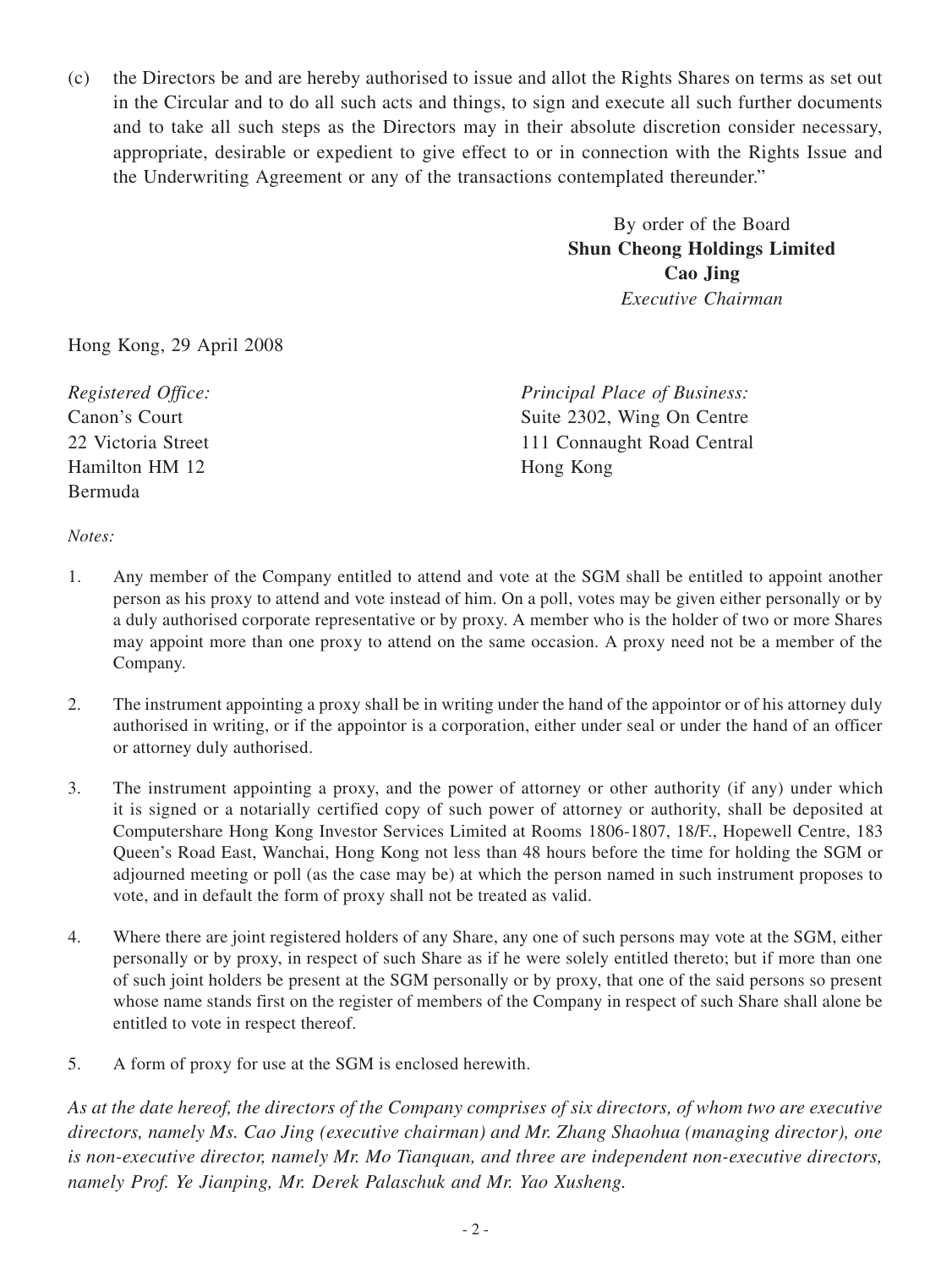(c) the Directors be and are hereby authorised to issue and allot the Rights Shares on terms as set out in the Circular and to do all such acts and things, to sign and execute all such further documents and to take all such steps as the Directors may in their absolute discretion consider necessary, appropriate, desirable or expedient to give effect to or in connection with the Rights Issue and the Underwriting Agreement or any of the transactions contemplated thereunder."

By order of the Board
**Shun Cheong Holdings Limited**
**Cao Jing**
*Executive Chairman*

Hong Kong, 29 April 2008

*Registered Office:*
Canon's Court
22 Victoria Street
Hamilton HM 12
Bermuda

*Principal Place of Business:*
Suite 2302, Wing On Centre
111 Connaught Road Central
Hong Kong

*Notes:*

1. Any member of the Company entitled to attend and vote at the SGM shall be entitled to appoint another person as his proxy to attend and vote instead of him. On a poll, votes may be given either personally or by a duly authorised corporate representative or by proxy. A member who is the holder of two or more Shares may appoint more than one proxy to attend on the same occasion. A proxy need not be a member of the Company.

2. The instrument appointing a proxy shall be in writing under the hand of the appointor or of his attorney duly authorised in writing, or if the appointor is a corporation, either under seal or under the hand of an officer or attorney duly authorised.

3. The instrument appointing a proxy, and the power of attorney or other authority (if any) under which it is signed or a notarially certified copy of such power of attorney or authority, shall be deposited at Computershare Hong Kong Investor Services Limited at Rooms 1806-1807, 18/F., Hopewell Centre, 183 Queen's Road East, Wanchai, Hong Kong not less than 48 hours before the time for holding the SGM or adjourned meeting or poll (as the case may be) at which the person named in such instrument proposes to vote, and in default the form of proxy shall not be treated as valid.

4. Where there are joint registered holders of any Share, any one of such persons may vote at the SGM, either personally or by proxy, in respect of such Share as if he were solely entitled thereto; but if more than one of such joint holders be present at the SGM personally or by proxy, that one of the said persons so present whose name stands first on the register of members of the Company in respect of such Share shall alone be entitled to vote in respect thereof.

5. A form of proxy for use at the SGM is enclosed herewith.

*As at the date hereof, the directors of the Company comprises of six directors, of whom two are executive directors, namely Ms. Cao Jing (executive chairman) and Mr. Zhang Shaohua (managing director), one is non-executive director, namely Mr. Mo Tianquan, and three are independent non-executive directors, namely Prof. Ye Jianping, Mr. Derek Palaschuk and Mr. Yao Xusheng.*